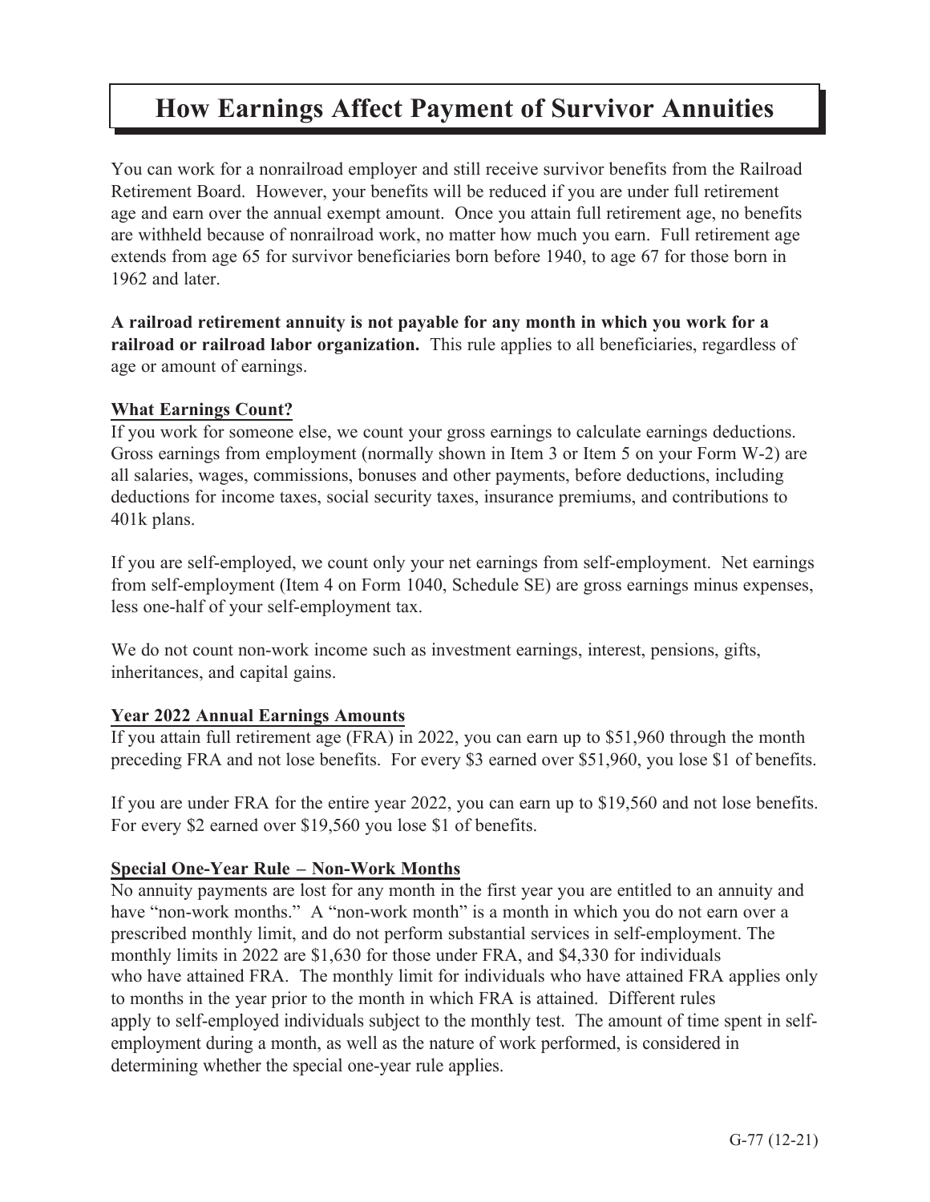# How Earnings Affect Payment of Survivor Annuities

You can work for a nonrailroad employer and still receive survivor benefits from the Railroad Retirement Board. However, your benefits will be reduced if you are under full retirement age and earn over the annual exempt amount. Once you attain full retirement age, no benefits are withheld because of nonrailroad work, no matter how much you earn. Full retirement age extends from age 65 for survivor beneficiaries born before 1940, to age 67 for those born in 1962 and later.

**A railroad retirement annuity is not payable for any month in which you work for a railroad or railroad labor organization.** This rule applies to all beneficiaries, regardless of age or amount of earnings.

**What Earnings Count?**

If you work for someone else, we count your gross earnings to calculate earnings deductions. Gross earnings from employment (normally shown in Item 3 or Item 5 on your Form W-2) are all salaries, wages, commissions, bonuses and other payments, before deductions, including deductions for income taxes, social security taxes, insurance premiums, and contributions to 401k plans.

If you are self-employed, we count only your net earnings from self-employment. Net earnings from self-employment (Item 4 on Form 1040, Schedule SE) are gross earnings minus expenses, less one-half of your self-employment tax.

We do not count non-work income such as investment earnings, interest, pensions, gifts, inheritances, and capital gains.

**Year 2022 Annual Earnings Amounts**

If you attain full retirement age (FRA) in 2022, you can earn up to $51,960 through the month preceding FRA and not lose benefits. For every $3 earned over $51,960, you lose $1 of benefits.

If you are under FRA for the entire year 2022, you can earn up to $19,560 and not lose benefits. For every $2 earned over $19,560 you lose $1 of benefits.

**Special One-Year Rule – Non-Work Months**

No annuity payments are lost for any month in the first year you are entitled to an annuity and have "non-work months." A "non-work month" is a month in which you do not earn over a prescribed monthly limit, and do not perform substantial services in self-employment. The monthly limits in 2022 are $1,630 for those under FRA, and $4,330 for individuals who have attained FRA. The monthly limit for individuals who have attained FRA applies only to months in the year prior to the month in which FRA is attained. Different rules apply to self-employed individuals subject to the monthly test. The amount of time spent in self-employment during a month, as well as the nature of work performed, is considered in determining whether the special one-year rule applies.

G-77 (12-21)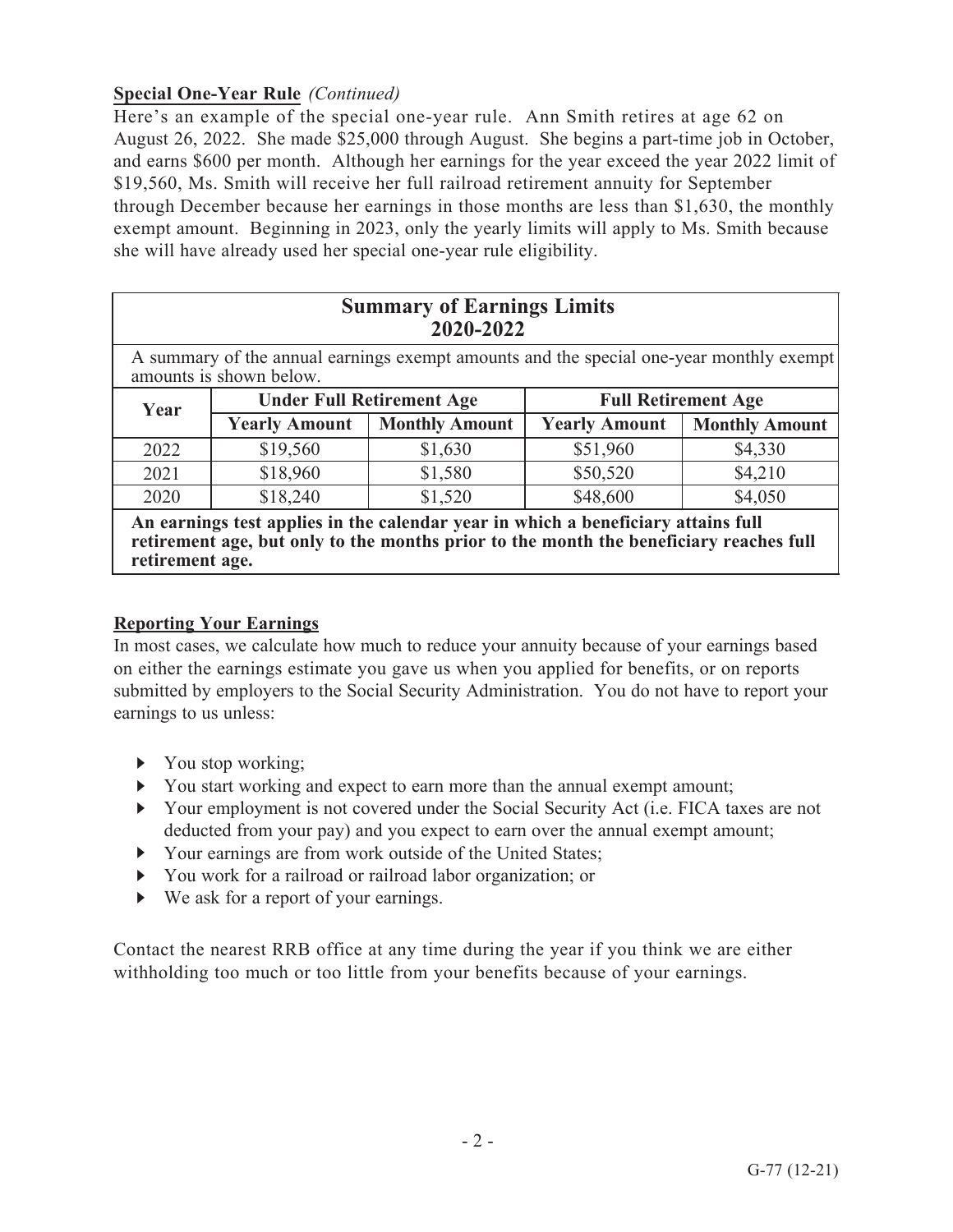**Special One-Year Rule** *(Continued)*

Here's an example of the special one-year rule. Ann Smith retires at age 62 on August 26, 2022. She made $25,000 through August. She begins a part-time job in October, and earns $600 per month. Although her earnings for the year exceed the year 2022 limit of $19,560, Ms. Smith will receive her full railroad retirement annuity for September through December because her earnings in those months are less than $1,630, the monthly exempt amount. Beginning in 2023, only the yearly limits will apply to Ms. Smith because she will have already used her special one-year rule eligibility.

## Summary of Earnings Limits 2020-2022

A summary of the annual earnings exempt amounts and the special one-year monthly exempt amounts is shown below.

| Year | Under Full Retirement Age | | Full Retirement Age | |
|---|---|---|---|---|
| | **Yearly Amount** | **Monthly Amount** | **Yearly Amount** | **Monthly Amount** |
| 2022 | $19,560 | $1,630 | $51,960 | $4,330 |
| 2021 | $18,960 | $1,580 | $50,520 | $4,210 |
| 2020 | $18,240 | $1,520 | $48,600 | $4,050 |

**An earnings test applies in the calendar year in which a beneficiary attains full retirement age, but only to the months prior to the month the beneficiary reaches full retirement age.**

**Reporting Your Earnings**

In most cases, we calculate how much to reduce your annuity because of your earnings based on either the earnings estimate you gave us when you applied for benefits, or on reports submitted by employers to the Social Security Administration. You do not have to report your earnings to us unless:

- You stop working;
- You start working and expect to earn more than the annual exempt amount;
- Your employment is not covered under the Social Security Act (i.e. FICA taxes are not deducted from your pay) and you expect to earn over the annual exempt amount;
- Your earnings are from work outside of the United States;
- You work for a railroad or railroad labor organization; or
- We ask for a report of your earnings.

Contact the nearest RRB office at any time during the year if you think we are either withholding too much or too little from your benefits because of your earnings.

G-77 (12-21)